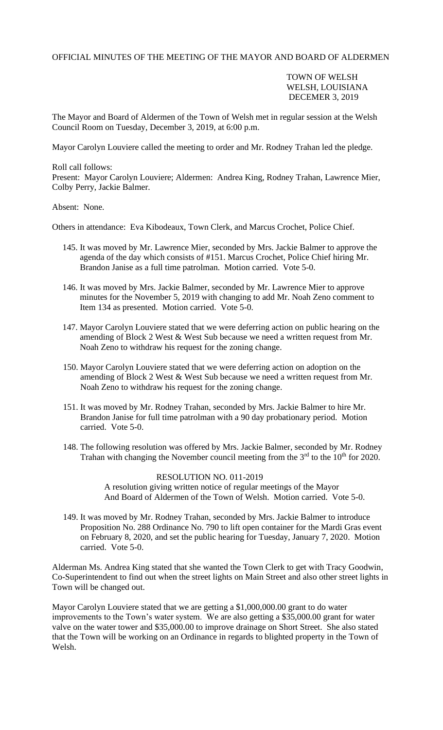OFFICIAL MINUTES OF THE MEETING OF THE MAYOR AND BOARD OF ALDERMEN

TOWN OF WELSH
WELSH, LOUISIANA
DECEMER 3, 2019

The Mayor and Board of Aldermen of the Town of Welsh met in regular session at the Welsh Council Room on Tuesday, December 3, 2019, at 6:00 p.m.

Mayor Carolyn Louviere called the meeting to order and Mr. Rodney Trahan led the pledge.

Roll call follows:
Present: Mayor Carolyn Louviere; Aldermen: Andrea King, Rodney Trahan, Lawrence Mier, Colby Perry, Jackie Balmer.

Absent: None.

Others in attendance: Eva Kibodeaux, Town Clerk, and Marcus Crochet, Police Chief.

145. It was moved by Mr. Lawrence Mier, seconded by Mrs. Jackie Balmer to approve the agenda of the day which consists of #151. Marcus Crochet, Police Chief hiring Mr. Brandon Janise as a full time patrolman. Motion carried. Vote 5-0.

146. It was moved by Mrs. Jackie Balmer, seconded by Mr. Lawrence Mier to approve minutes for the November 5, 2019 with changing to add Mr. Noah Zeno comment to Item 134 as presented. Motion carried. Vote 5-0.

147. Mayor Carolyn Louviere stated that we were deferring action on public hearing on the amending of Block 2 West & West Sub because we need a written request from Mr. Noah Zeno to withdraw his request for the zoning change.

150. Mayor Carolyn Louviere stated that we were deferring action on adoption on the amending of Block 2 West & West Sub because we need a written request from Mr. Noah Zeno to withdraw his request for the zoning change.

151. It was moved by Mr. Rodney Trahan, seconded by Mrs. Jackie Balmer to hire Mr. Brandon Janise for full time patrolman with a 90 day probationary period. Motion carried. Vote 5-0.

148. The following resolution was offered by Mrs. Jackie Balmer, seconded by Mr. Rodney Trahan with changing the November council meeting from the 3rd to the 10th for 2020.

RESOLUTION NO. 011-2019
A resolution giving written notice of regular meetings of the Mayor And Board of Aldermen of the Town of Welsh. Motion carried. Vote 5-0.

149. It was moved by Mr. Rodney Trahan, seconded by Mrs. Jackie Balmer to introduce Proposition No. 288 Ordinance No. 790 to lift open container for the Mardi Gras event on February 8, 2020, and set the public hearing for Tuesday, January 7, 2020. Motion carried. Vote 5-0.

Alderman Ms. Andrea King stated that she wanted the Town Clerk to get with Tracy Goodwin, Co-Superintendent to find out when the street lights on Main Street and also other street lights in Town will be changed out.

Mayor Carolyn Louviere stated that we are getting a $1,000,000.00 grant to do water improvements to the Town's water system. We are also getting a $35,000.00 grant for water valve on the water tower and $35,000.00 to improve drainage on Short Street. She also stated that the Town will be working on an Ordinance in regards to blighted property in the Town of Welsh.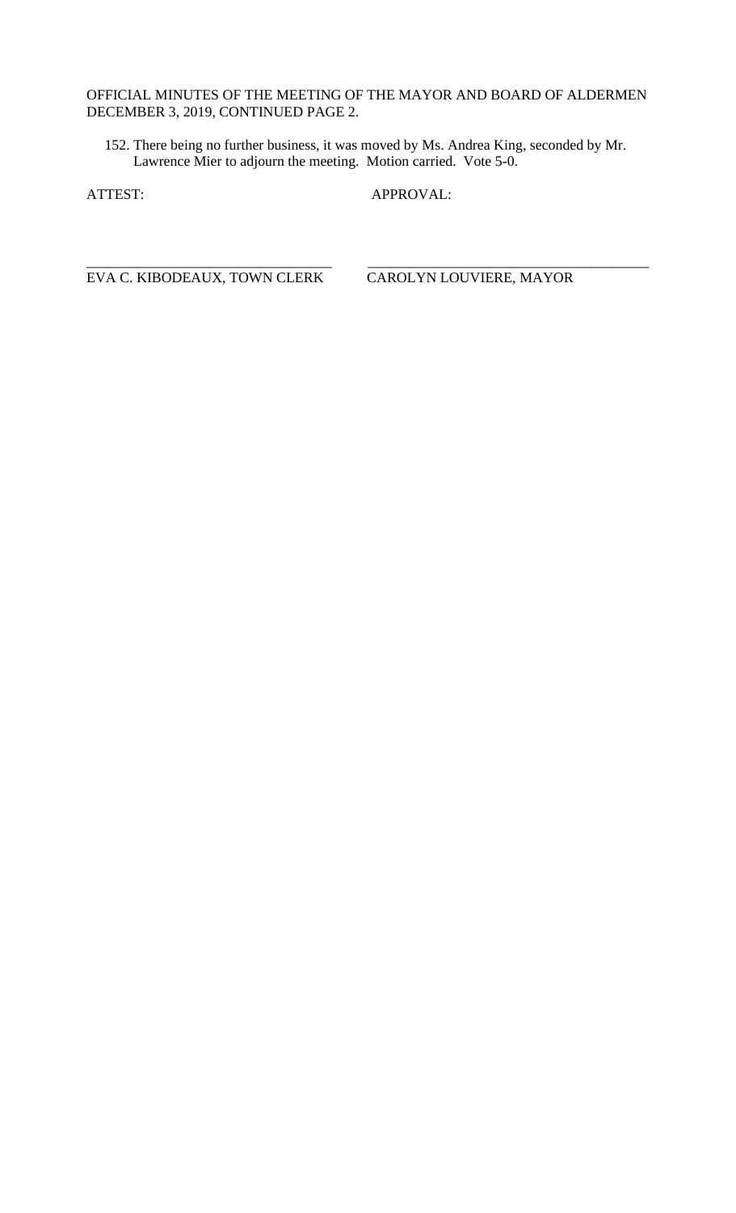OFFICIAL MINUTES OF THE MEETING OF THE MAYOR AND BOARD OF ALDERMEN DECEMBER 3, 2019, CONTINUED PAGE 2.

152. There being no further business, it was moved by Ms. Andrea King, seconded by Mr. Lawrence Mier to adjourn the meeting. Motion carried. Vote 5-0.

ATTEST: APPROVAL:

\_\_\_\_\_\_\_\_\_\_\_\_\_\_\_\_\_\_\_\_\_\_\_\_\_\_\_\_\_\_\_\_\_\_\_\_ \_\_\_\_\_\_\_\_\_\_\_\_\_\_\_\_\_\_\_\_\_\_\_\_\_\_\_\_\_\_\_\_\_\_\_\_\_\_\_\_\_\_

EVA C. KIBODEAUX, TOWN CLERK CAROLYN LOUVIERE, MAYOR